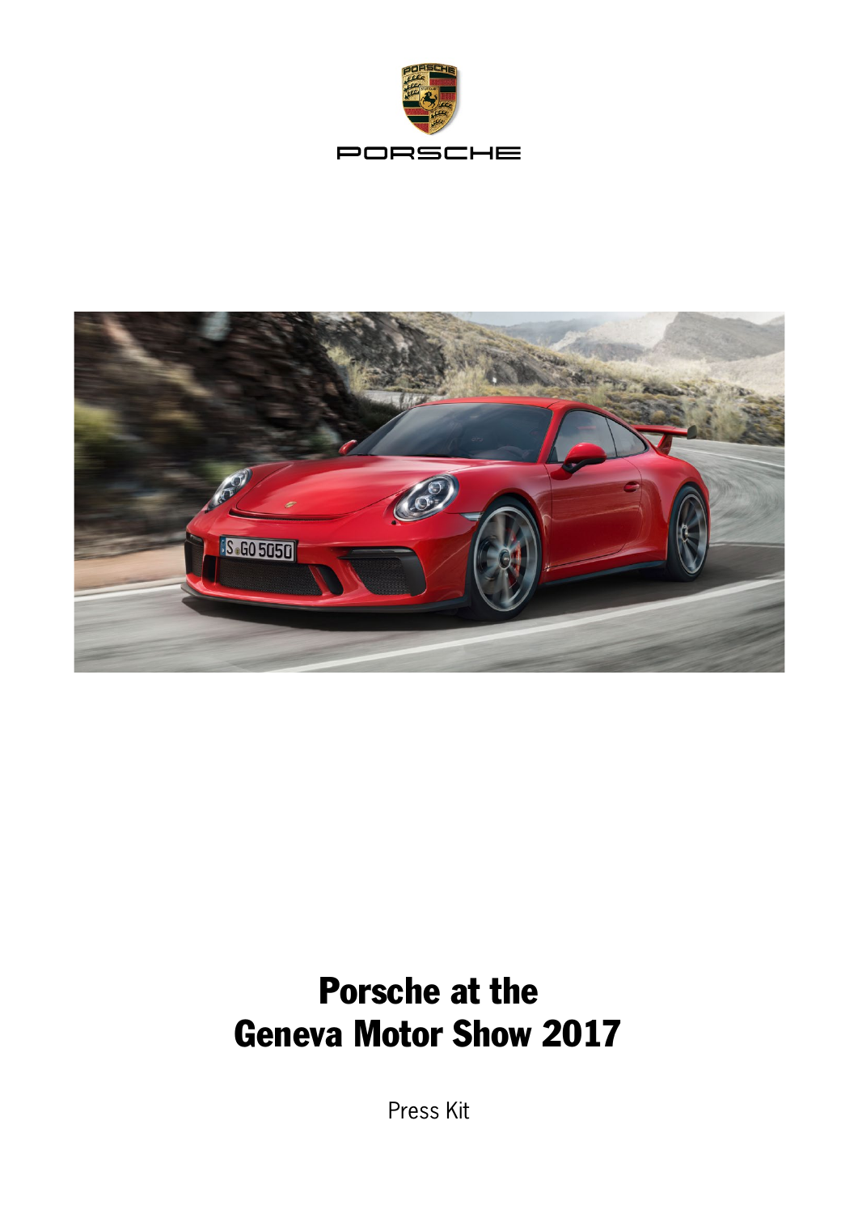PORSCHE

# Porsche at the Geneva Motor Show 2017

Press Kit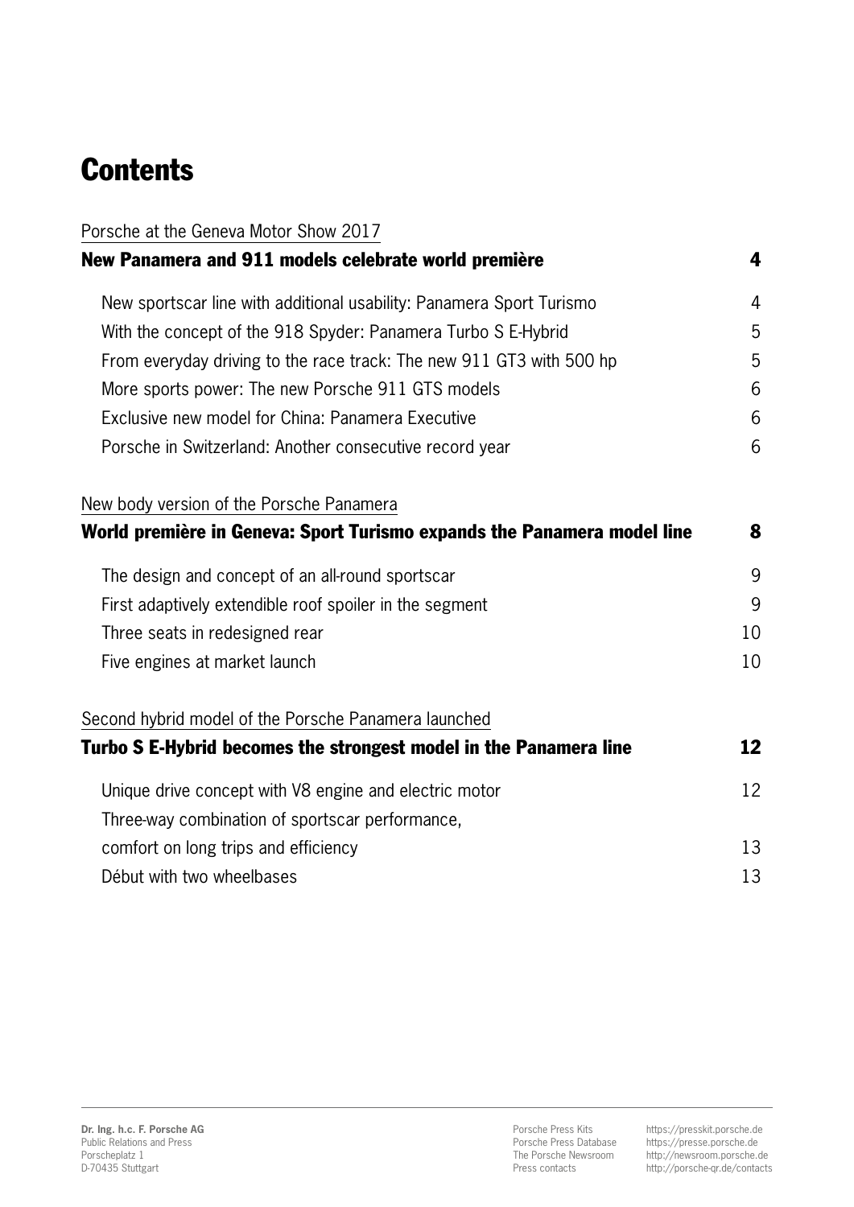# Contents

Porsche at the Geneva Motor Show 2017

**New Panamera and 911 models celebrate world première** **4**

- New sportscar line with additional usability: Panamera Sport Turismo 4
- With the concept of the 918 Spyder: Panamera Turbo S E-Hybrid 5
- From everyday driving to the race track: The new 911 GT3 with 500 hp 5
- More sports power: The new Porsche 911 GTS models 6
- Exclusive new model for China: Panamera Executive 6
- Porsche in Switzerland: Another consecutive record year 6

New body version of the Porsche Panamera

**World première in Geneva: Sport Turismo expands the Panamera model line** **8**

- The design and concept of an all-round sportscar 9
- First adaptively extendible roof spoiler in the segment 9
- Three seats in redesigned rear 10
- Five engines at market launch 10

Second hybrid model of the Porsche Panamera launched

**Turbo S E-Hybrid becomes the strongest model in the Panamera line** **12**

- Unique drive concept with V8 engine and electric motor 12
- Three-way combination of sportscar performance, comfort on long trips and efficiency 13
- Début with two wheelbases 13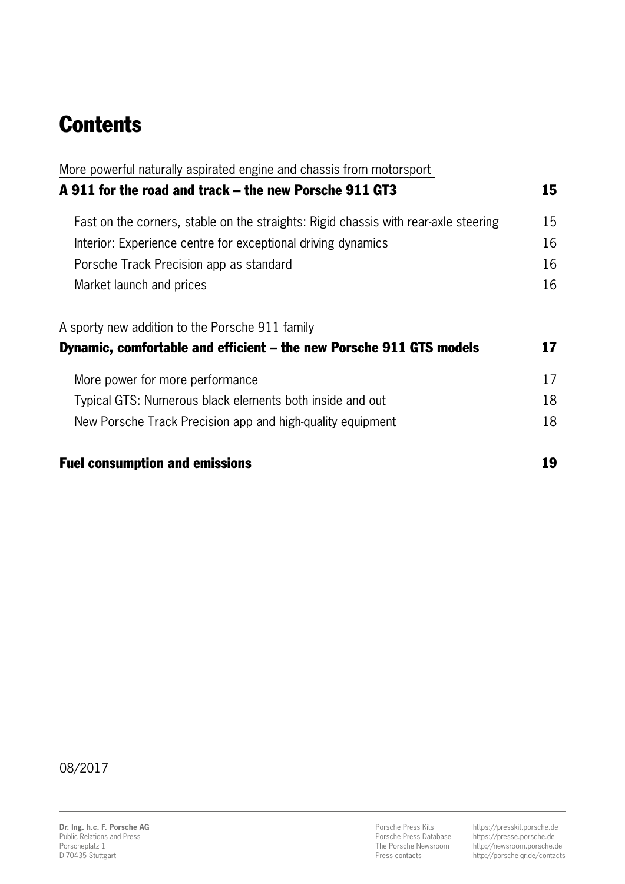# Contents

More powerful naturally aspirated engine and chassis from motorsport

**A 911 for the road and track – the new Porsche 911 GT3 — 15**

- Fast on the corners, stable on the straights: Rigid chassis with rear-axle steering — 15
- Interior: Experience centre for exceptional driving dynamics — 16
- Porsche Track Precision app as standard — 16
- Market launch and prices — 16

A sporty new addition to the Porsche 911 family

**Dynamic, comfortable and efficient – the new Porsche 911 GTS models — 17**

- More power for more performance — 17
- Typical GTS: Numerous black elements both inside and out — 18
- New Porsche Track Precision app and high-quality equipment — 18

**Fuel consumption and emissions — 19**

08/2017

**Dr. Ing. h.c. F. Porsche AG**
Public Relations and Press
Porscheplatz 1
D-70435 Stuttgart

Porsche Press Kits https://presskit.porsche.de
Porsche Press Database https://presse.porsche.de
The Porsche Newsroom http://newsroom.porsche.de
Press contacts http://porsche-qr.de/contacts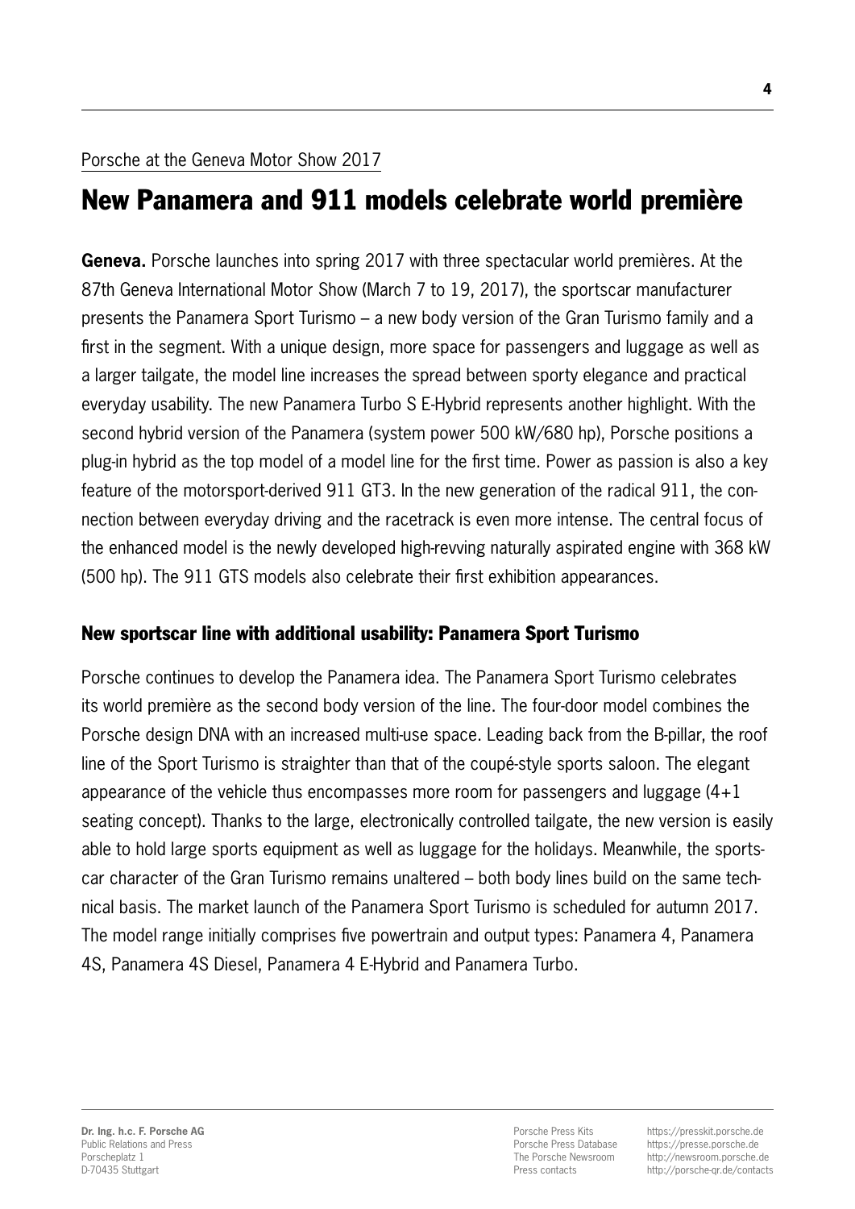Porsche at the Geneva Motor Show 2017

# New Panamera and 911 models celebrate world première

**Geneva.** Porsche launches into spring 2017 with three spectacular world premières. At the 87th Geneva International Motor Show (March 7 to 19, 2017), the sportscar manufacturer presents the Panamera Sport Turismo – a new body version of the Gran Turismo family and a first in the segment. With a unique design, more space for passengers and luggage as well as a larger tailgate, the model line increases the spread between sporty elegance and practical everyday usability. The new Panamera Turbo S E-Hybrid represents another highlight. With the second hybrid version of the Panamera (system power 500 kW/680 hp), Porsche positions a plug-in hybrid as the top model of a model line for the first time. Power as passion is also a key feature of the motorsport-derived 911 GT3. In the new generation of the radical 911, the connection between everyday driving and the racetrack is even more intense. The central focus of the enhanced model is the newly developed high-revving naturally aspirated engine with 368 kW (500 hp). The 911 GTS models also celebrate their first exhibition appearances.

## New sportscar line with additional usability: Panamera Sport Turismo

Porsche continues to develop the Panamera idea. The Panamera Sport Turismo celebrates its world première as the second body version of the line. The four-door model combines the Porsche design DNA with an increased multi-use space. Leading back from the B-pillar, the roof line of the Sport Turismo is straighter than that of the coupé-style sports saloon. The elegant appearance of the vehicle thus encompasses more room for passengers and luggage (4+1 seating concept). Thanks to the large, electronically controlled tailgate, the new version is easily able to hold large sports equipment as well as luggage for the holidays. Meanwhile, the sportscar character of the Gran Turismo remains unaltered – both body lines build on the same technical basis. The market launch of the Panamera Sport Turismo is scheduled for autumn 2017. The model range initially comprises five powertrain and output types: Panamera 4, Panamera 4S, Panamera 4S Diesel, Panamera 4 E-Hybrid and Panamera Turbo.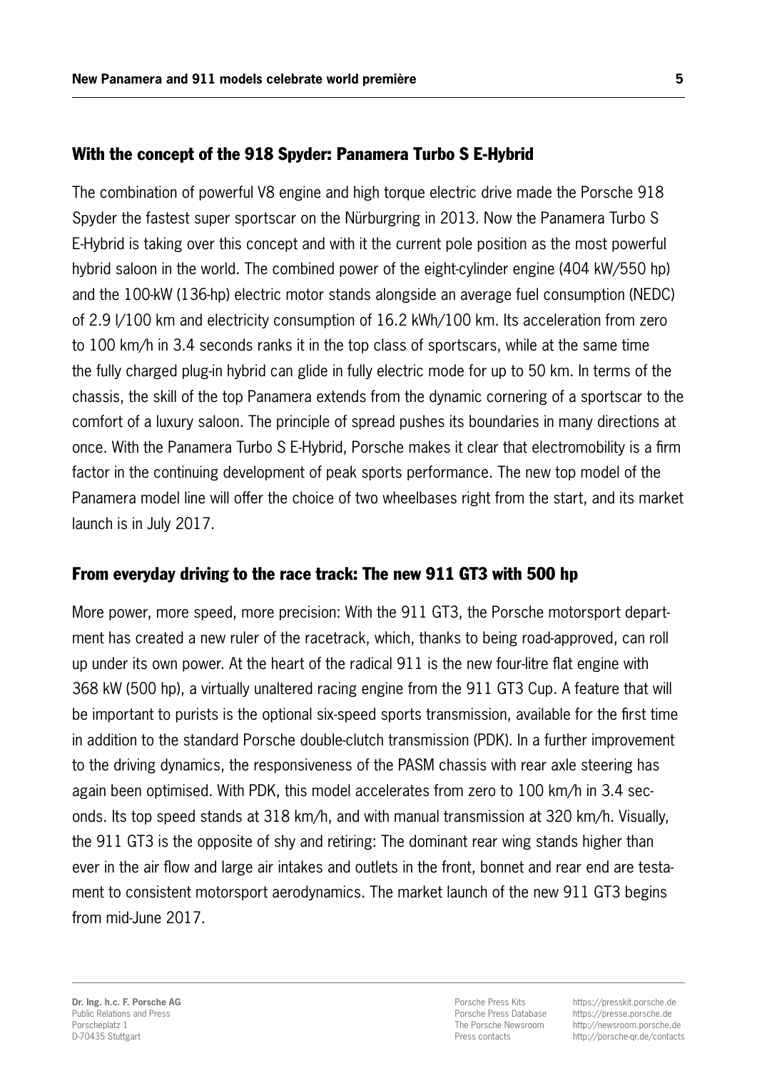## With the concept of the 918 Spyder: Panamera Turbo S E-Hybrid

The combination of powerful V8 engine and high torque electric drive made the Porsche 918 Spyder the fastest super sportscar on the Nürburgring in 2013. Now the Panamera Turbo S E-Hybrid is taking over this concept and with it the current pole position as the most powerful hybrid saloon in the world. The combined power of the eight-cylinder engine (404 kW/550 hp) and the 100-kW (136-hp) electric motor stands alongside an average fuel consumption (NEDC) of 2.9 l/100 km and electricity consumption of 16.2 kWh/100 km. Its acceleration from zero to 100 km/h in 3.4 seconds ranks it in the top class of sportscars, while at the same time the fully charged plug-in hybrid can glide in fully electric mode for up to 50 km. In terms of the chassis, the skill of the top Panamera extends from the dynamic cornering of a sportscar to the comfort of a luxury saloon. The principle of spread pushes its boundaries in many directions at once. With the Panamera Turbo S E-Hybrid, Porsche makes it clear that electromobility is a firm factor in the continuing development of peak sports performance. The new top model of the Panamera model line will offer the choice of two wheelbases right from the start, and its market launch is in July 2017.

## From everyday driving to the race track: The new 911 GT3 with 500 hp

More power, more speed, more precision: With the 911 GT3, the Porsche motorsport department has created a new ruler of the racetrack, which, thanks to being road-approved, can roll up under its own power. At the heart of the radical 911 is the new four-litre flat engine with 368 kW (500 hp), a virtually unaltered racing engine from the 911 GT3 Cup. A feature that will be important to purists is the optional six-speed sports transmission, available for the first time in addition to the standard Porsche double-clutch transmission (PDK). In a further improvement to the driving dynamics, the responsiveness of the PASM chassis with rear axle steering has again been optimised. With PDK, this model accelerates from zero to 100 km/h in 3.4 seconds. Its top speed stands at 318 km/h, and with manual transmission at 320 km/h. Visually, the 911 GT3 is the opposite of shy and retiring: The dominant rear wing stands higher than ever in the air flow and large air intakes and outlets in the front, bonnet and rear end are testament to consistent motorsport aerodynamics. The market launch of the new 911 GT3 begins from mid-June 2017.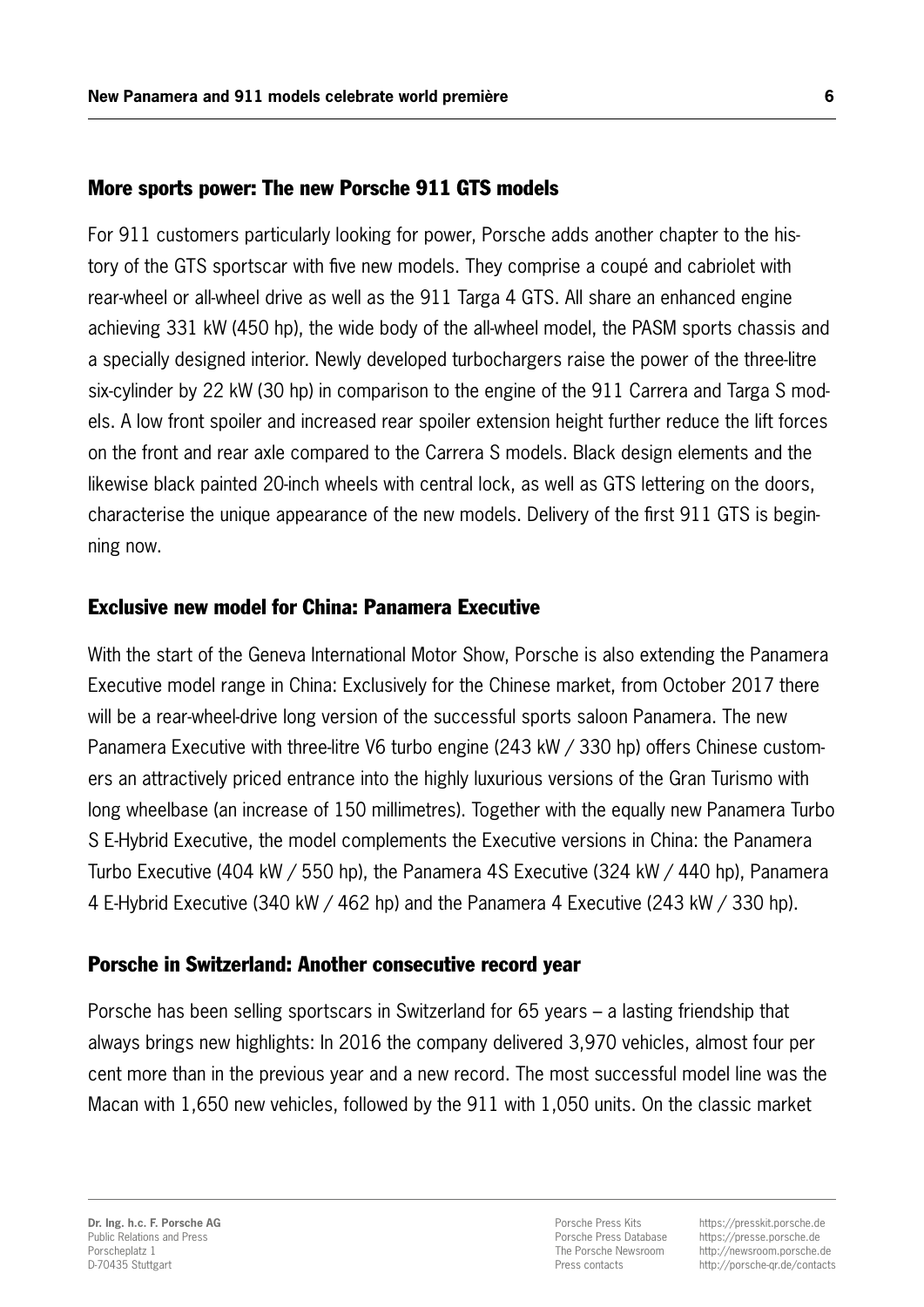## More sports power: The new Porsche 911 GTS models

For 911 customers particularly looking for power, Porsche adds another chapter to the history of the GTS sportscar with five new models. They comprise a coupé and cabriolet with rear-wheel or all-wheel drive as well as the 911 Targa 4 GTS. All share an enhanced engine achieving 331 kW (450 hp), the wide body of the all-wheel model, the PASM sports chassis and a specially designed interior. Newly developed turbochargers raise the power of the three-litre six-cylinder by 22 kW (30 hp) in comparison to the engine of the 911 Carrera and Targa S models. A low front spoiler and increased rear spoiler extension height further reduce the lift forces on the front and rear axle compared to the Carrera S models. Black design elements and the likewise black painted 20-inch wheels with central lock, as well as GTS lettering on the doors, characterise the unique appearance of the new models. Delivery of the first 911 GTS is beginning now.

## Exclusive new model for China: Panamera Executive

With the start of the Geneva International Motor Show, Porsche is also extending the Panamera Executive model range in China: Exclusively for the Chinese market, from October 2017 there will be a rear-wheel-drive long version of the successful sports saloon Panamera. The new Panamera Executive with three-litre V6 turbo engine (243 kW / 330 hp) offers Chinese customers an attractively priced entrance into the highly luxurious versions of the Gran Turismo with long wheelbase (an increase of 150 millimetres). Together with the equally new Panamera Turbo S E-Hybrid Executive, the model complements the Executive versions in China: the Panamera Turbo Executive (404 kW / 550 hp), the Panamera 4S Executive (324 kW / 440 hp), Panamera 4 E-Hybrid Executive (340 kW / 462 hp) and the Panamera 4 Executive (243 kW / 330 hp).

## Porsche in Switzerland: Another consecutive record year

Porsche has been selling sportscars in Switzerland for 65 years – a lasting friendship that always brings new highlights: In 2016 the company delivered 3,970 vehicles, almost four per cent more than in the previous year and a new record. The most successful model line was the Macan with 1,650 new vehicles, followed by the 911 with 1,050 units. On the classic market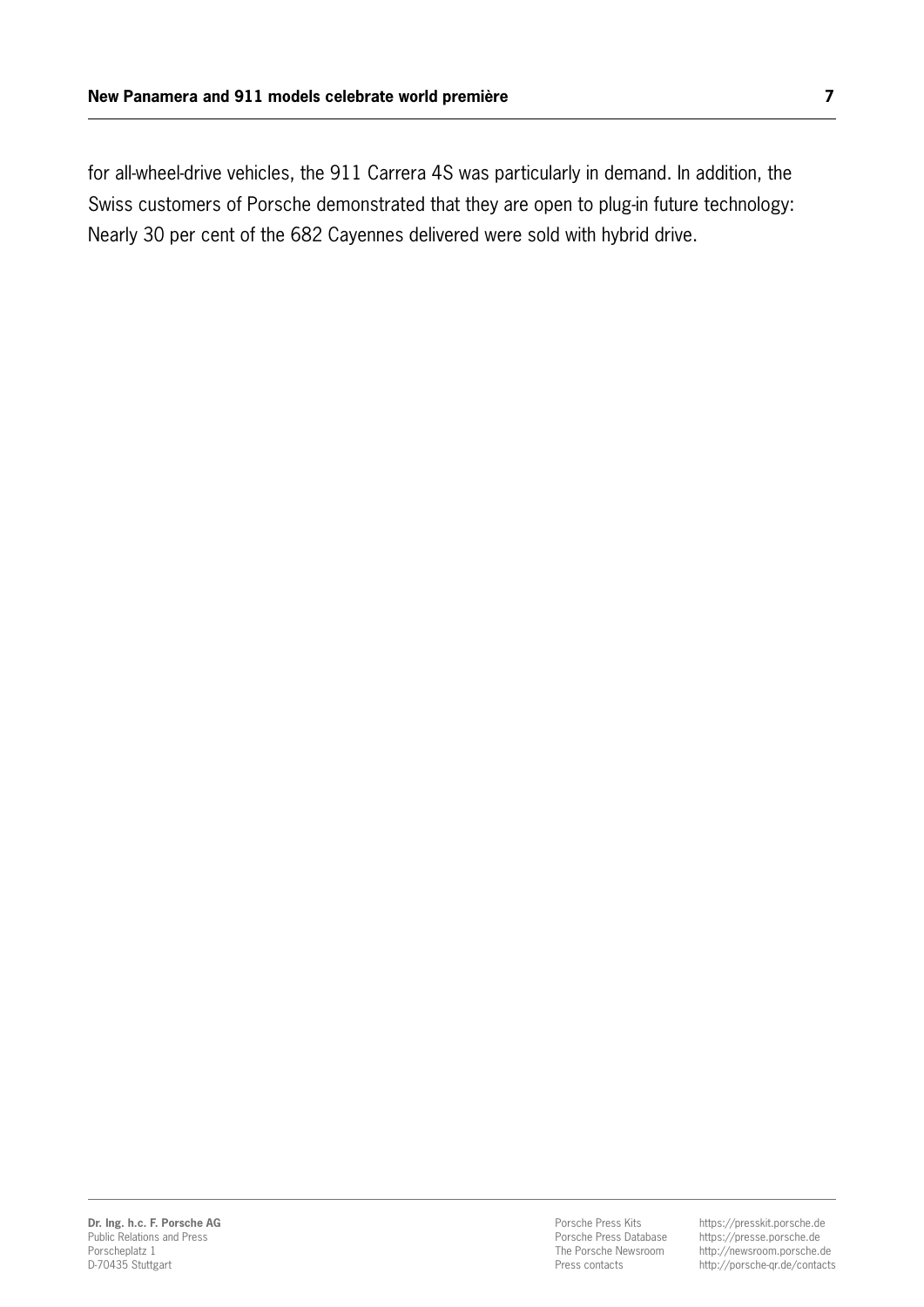for all-wheel-drive vehicles, the 911 Carrera 4S was particularly in demand. In addition, the Swiss customers of Porsche demonstrated that they are open to plug-in future technology: Nearly 30 per cent of the 682 Cayennes delivered were sold with hybrid drive.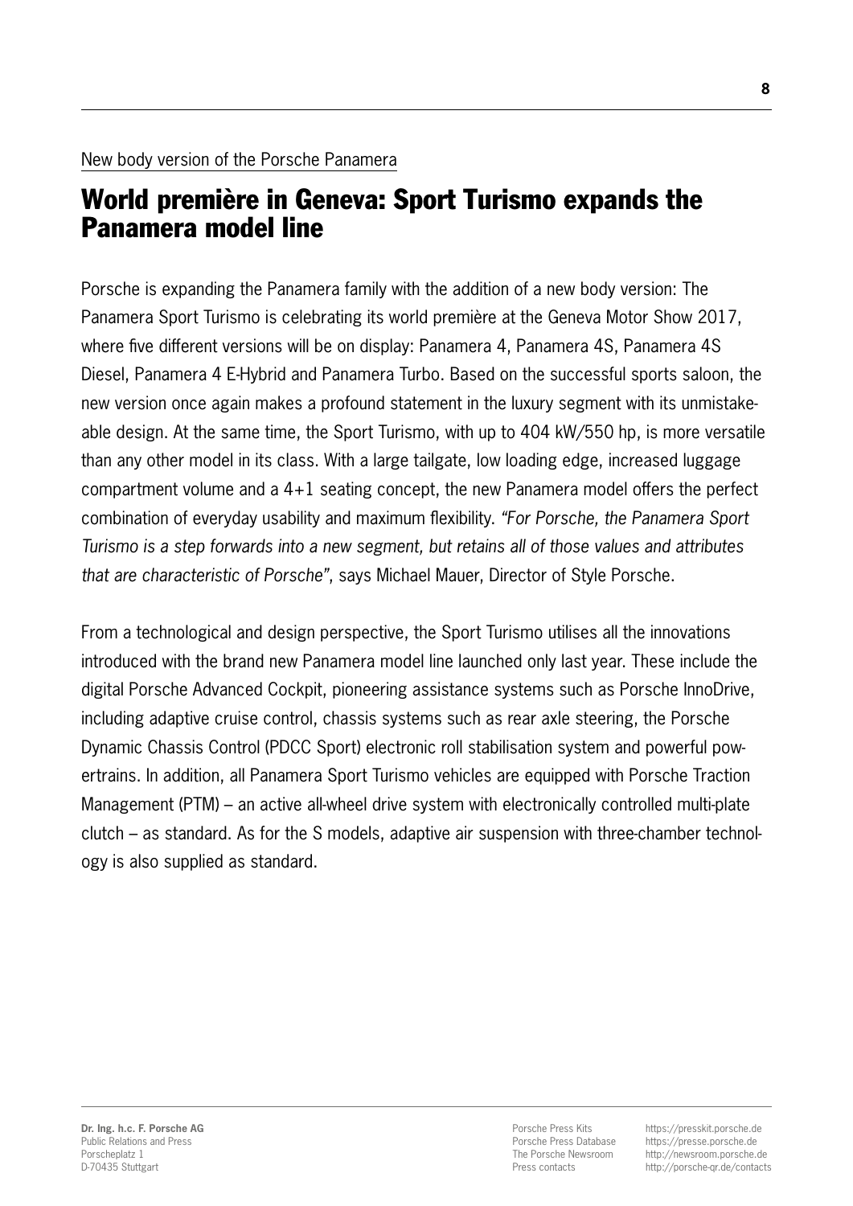New body version of the Porsche Panamera

# World première in Geneva: Sport Turismo expands the Panamera model line

Porsche is expanding the Panamera family with the addition of a new body version: The Panamera Sport Turismo is celebrating its world première at the Geneva Motor Show 2017, where five different versions will be on display: Panamera 4, Panamera 4S, Panamera 4S Diesel, Panamera 4 E-Hybrid and Panamera Turbo. Based on the successful sports saloon, the new version once again makes a profound statement in the luxury segment with its unmistakeable design. At the same time, the Sport Turismo, with up to 404 kW/550 hp, is more versatile than any other model in its class. With a large tailgate, low loading edge, increased luggage compartment volume and a 4+1 seating concept, the new Panamera model offers the perfect combination of everyday usability and maximum flexibility. *"For Porsche, the Panamera Sport Turismo is a step forwards into a new segment, but retains all of those values and attributes that are characteristic of Porsche"*, says Michael Mauer, Director of Style Porsche.

From a technological and design perspective, the Sport Turismo utilises all the innovations introduced with the brand new Panamera model line launched only last year. These include the digital Porsche Advanced Cockpit, pioneering assistance systems such as Porsche InnoDrive, including adaptive cruise control, chassis systems such as rear axle steering, the Porsche Dynamic Chassis Control (PDCC Sport) electronic roll stabilisation system and powerful powertrains. In addition, all Panamera Sport Turismo vehicles are equipped with Porsche Traction Management (PTM) – an active all-wheel drive system with electronically controlled multi-plate clutch – as standard. As for the S models, adaptive air suspension with three-chamber technology is also supplied as standard.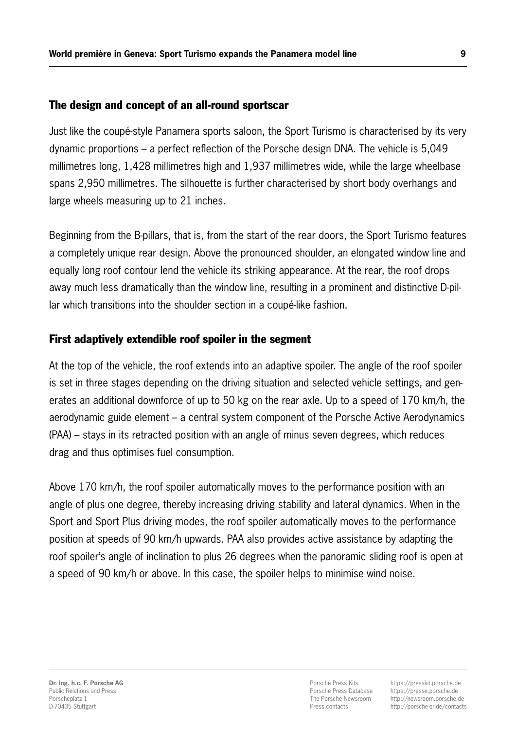## The design and concept of an all-round sportscar

Just like the coupé-style Panamera sports saloon, the Sport Turismo is characterised by its very dynamic proportions – a perfect reflection of the Porsche design DNA. The vehicle is 5,049 millimetres long, 1,428 millimetres high and 1,937 millimetres wide, while the large wheelbase spans 2,950 millimetres. The silhouette is further characterised by short body overhangs and large wheels measuring up to 21 inches.

Beginning from the B-pillars, that is, from the start of the rear doors, the Sport Turismo features a completely unique rear design. Above the pronounced shoulder, an elongated window line and equally long roof contour lend the vehicle its striking appearance. At the rear, the roof drops away much less dramatically than the window line, resulting in a prominent and distinctive D-pillar which transitions into the shoulder section in a coupé-like fashion.

## First adaptively extendible roof spoiler in the segment

At the top of the vehicle, the roof extends into an adaptive spoiler. The angle of the roof spoiler is set in three stages depending on the driving situation and selected vehicle settings, and generates an additional downforce of up to 50 kg on the rear axle. Up to a speed of 170 km/h, the aerodynamic guide element – a central system component of the Porsche Active Aerodynamics (PAA) – stays in its retracted position with an angle of minus seven degrees, which reduces drag and thus optimises fuel consumption.

Above 170 km/h, the roof spoiler automatically moves to the performance position with an angle of plus one degree, thereby increasing driving stability and lateral dynamics. When in the Sport and Sport Plus driving modes, the roof spoiler automatically moves to the performance position at speeds of 90 km/h upwards. PAA also provides active assistance by adapting the roof spoiler's angle of inclination to plus 26 degrees when the panoramic sliding roof is open at a speed of 90 km/h or above. In this case, the spoiler helps to minimise wind noise.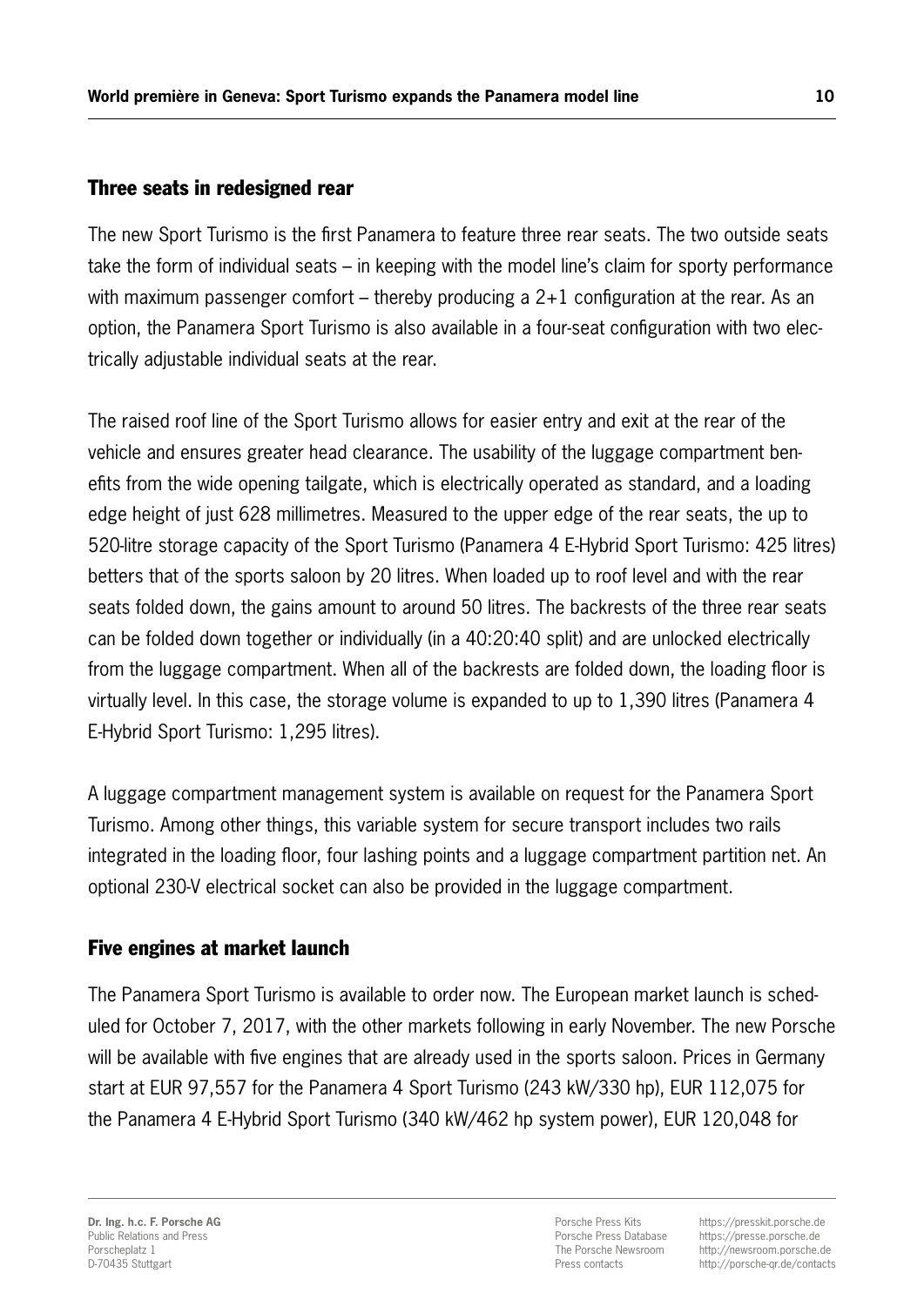## Three seats in redesigned rear

The new Sport Turismo is the first Panamera to feature three rear seats. The two outside seats take the form of individual seats – in keeping with the model line's claim for sporty performance with maximum passenger comfort – thereby producing a 2+1 configuration at the rear. As an option, the Panamera Sport Turismo is also available in a four-seat configuration with two electrically adjustable individual seats at the rear.

The raised roof line of the Sport Turismo allows for easier entry and exit at the rear of the vehicle and ensures greater head clearance. The usability of the luggage compartment benefits from the wide opening tailgate, which is electrically operated as standard, and a loading edge height of just 628 millimetres. Measured to the upper edge of the rear seats, the up to 520-litre storage capacity of the Sport Turismo (Panamera 4 E-Hybrid Sport Turismo: 425 litres) betters that of the sports saloon by 20 litres. When loaded up to roof level and with the rear seats folded down, the gains amount to around 50 litres. The backrests of the three rear seats can be folded down together or individually (in a 40:20:40 split) and are unlocked electrically from the luggage compartment. When all of the backrests are folded down, the loading floor is virtually level. In this case, the storage volume is expanded to up to 1,390 litres (Panamera 4 E-Hybrid Sport Turismo: 1,295 litres).

A luggage compartment management system is available on request for the Panamera Sport Turismo. Among other things, this variable system for secure transport includes two rails integrated in the loading floor, four lashing points and a luggage compartment partition net. An optional 230-V electrical socket can also be provided in the luggage compartment.

## Five engines at market launch

The Panamera Sport Turismo is available to order now. The European market launch is scheduled for October 7, 2017, with the other markets following in early November. The new Porsche will be available with five engines that are already used in the sports saloon. Prices in Germany start at EUR 97,557 for the Panamera 4 Sport Turismo (243 kW/330 hp), EUR 112,075 for the Panamera 4 E-Hybrid Sport Turismo (340 kW/462 hp system power), EUR 120,048 for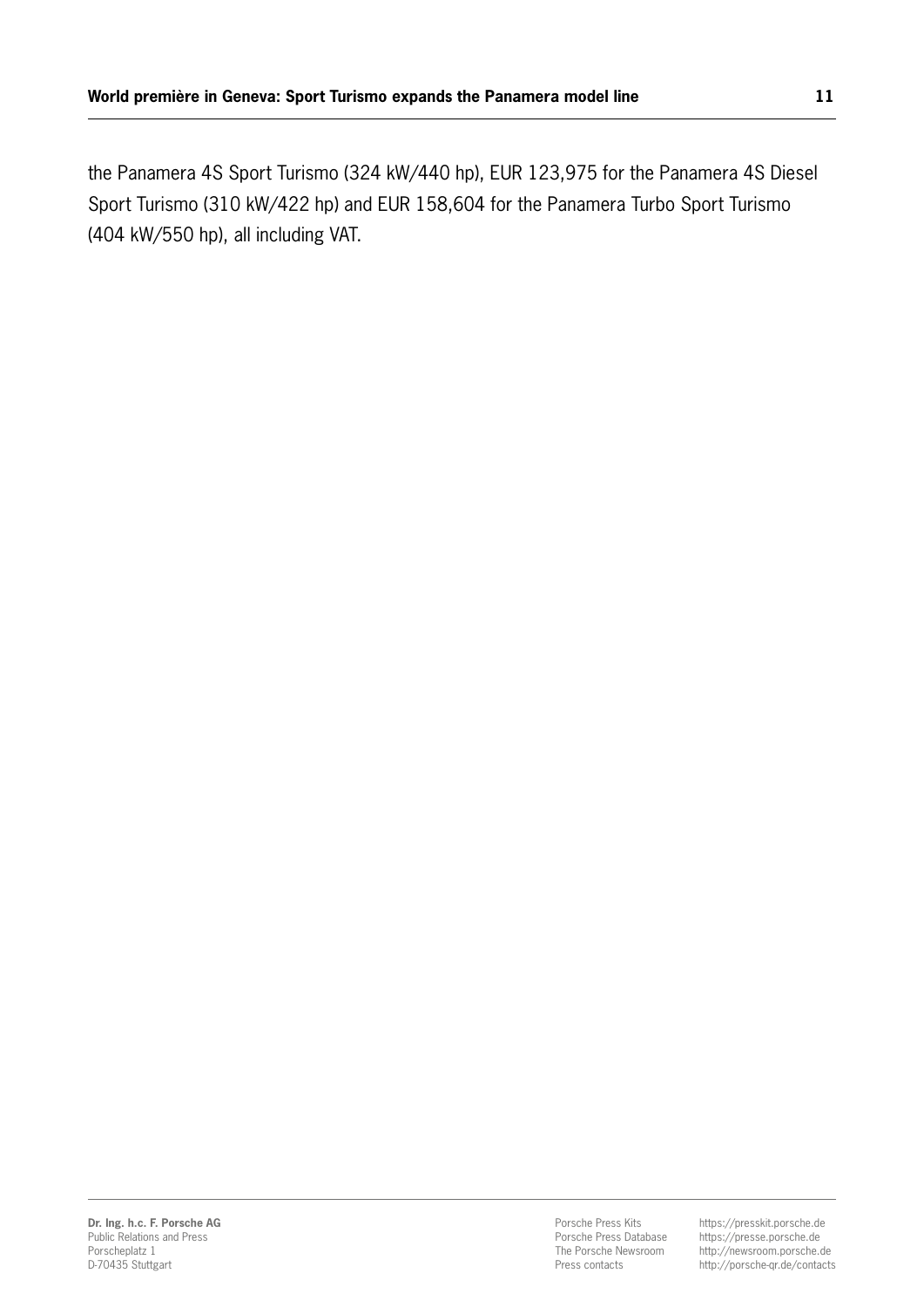the Panamera 4S Sport Turismo (324 kW/440 hp), EUR 123,975 for the Panamera 4S Diesel Sport Turismo (310 kW/422 hp) and EUR 158,604 for the Panamera Turbo Sport Turismo (404 kW/550 hp), all including VAT.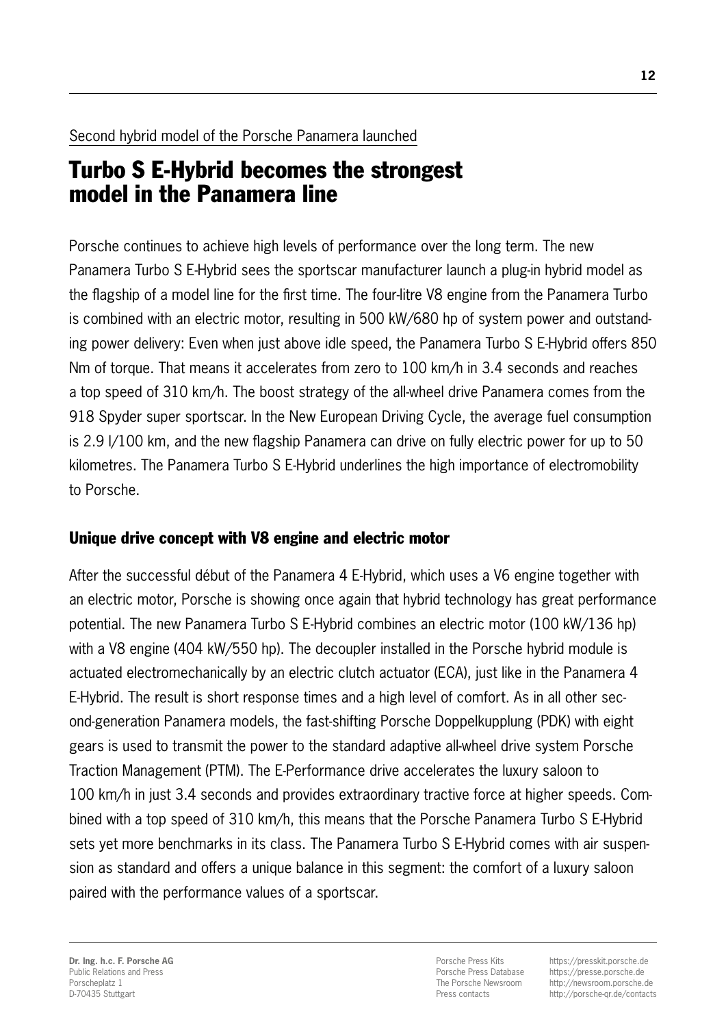Second hybrid model of the Porsche Panamera launched

# Turbo S E-Hybrid becomes the strongest model in the Panamera line

Porsche continues to achieve high levels of performance over the long term. The new Panamera Turbo S E-Hybrid sees the sportscar manufacturer launch a plug-in hybrid model as the flagship of a model line for the first time. The four-litre V8 engine from the Panamera Turbo is combined with an electric motor, resulting in 500 kW/680 hp of system power and outstanding power delivery: Even when just above idle speed, the Panamera Turbo S E-Hybrid offers 850 Nm of torque. That means it accelerates from zero to 100 km/h in 3.4 seconds and reaches a top speed of 310 km/h. The boost strategy of the all-wheel drive Panamera comes from the 918 Spyder super sportscar. In the New European Driving Cycle, the average fuel consumption is 2.9 l/100 km, and the new flagship Panamera can drive on fully electric power for up to 50 kilometres. The Panamera Turbo S E-Hybrid underlines the high importance of electromobility to Porsche.

## Unique drive concept with V8 engine and electric motor

After the successful début of the Panamera 4 E-Hybrid, which uses a V6 engine together with an electric motor, Porsche is showing once again that hybrid technology has great performance potential. The new Panamera Turbo S E-Hybrid combines an electric motor (100 kW/136 hp) with a V8 engine (404 kW/550 hp). The decoupler installed in the Porsche hybrid module is actuated electromechanically by an electric clutch actuator (ECA), just like in the Panamera 4 E-Hybrid. The result is short response times and a high level of comfort. As in all other second-generation Panamera models, the fast-shifting Porsche Doppelkupplung (PDK) with eight gears is used to transmit the power to the standard adaptive all-wheel drive system Porsche Traction Management (PTM). The E-Performance drive accelerates the luxury saloon to 100 km/h in just 3.4 seconds and provides extraordinary tractive force at higher speeds. Combined with a top speed of 310 km/h, this means that the Porsche Panamera Turbo S E-Hybrid sets yet more benchmarks in its class. The Panamera Turbo S E-Hybrid comes with air suspension as standard and offers a unique balance in this segment: the comfort of a luxury saloon paired with the performance values of a sportscar.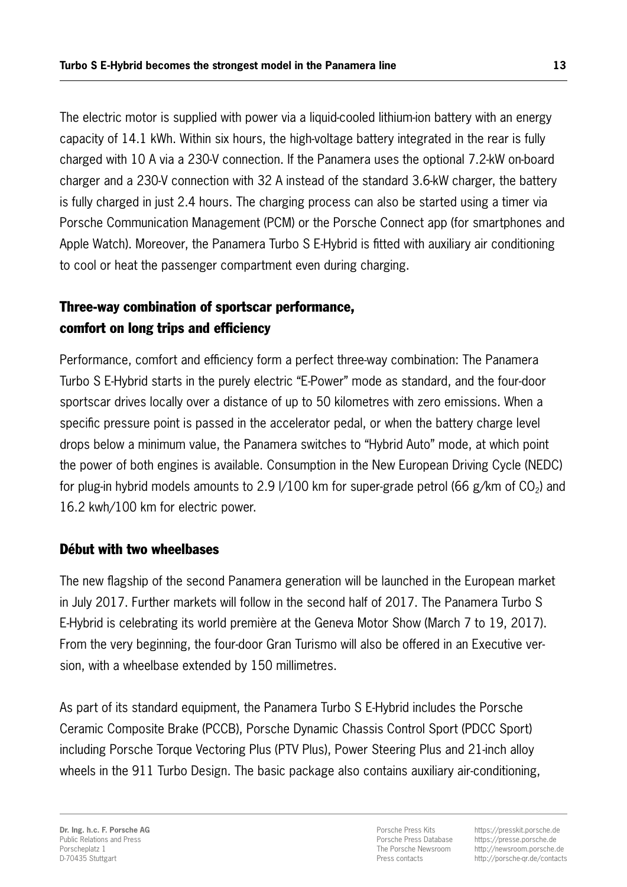The electric motor is supplied with power via a liquid-cooled lithium-ion battery with an energy capacity of 14.1 kWh. Within six hours, the high-voltage battery integrated in the rear is fully charged with 10 A via a 230-V connection. If the Panamera uses the optional 7.2-kW on-board charger and a 230-V connection with 32 A instead of the standard 3.6-kW charger, the battery is fully charged in just 2.4 hours. The charging process can also be started using a timer via Porsche Communication Management (PCM) or the Porsche Connect app (for smartphones and Apple Watch). Moreover, the Panamera Turbo S E-Hybrid is fitted with auxiliary air conditioning to cool or heat the passenger compartment even during charging.

## Three-way combination of sportscar performance, comfort on long trips and efficiency

Performance, comfort and efficiency form a perfect three-way combination: The Panamera Turbo S E-Hybrid starts in the purely electric "E-Power" mode as standard, and the four-door sportscar drives locally over a distance of up to 50 kilometres with zero emissions. When a specific pressure point is passed in the accelerator pedal, or when the battery charge level drops below a minimum value, the Panamera switches to "Hybrid Auto" mode, at which point the power of both engines is available. Consumption in the New European Driving Cycle (NEDC) for plug-in hybrid models amounts to 2.9 l/100 km for super-grade petrol (66 g/km of $CO_2$) and 16.2 kwh/100 km for electric power.

## Début with two wheelbases

The new flagship of the second Panamera generation will be launched in the European market in July 2017. Further markets will follow in the second half of 2017. The Panamera Turbo S E-Hybrid is celebrating its world première at the Geneva Motor Show (March 7 to 19, 2017). From the very beginning, the four-door Gran Turismo will also be offered in an Executive version, with a wheelbase extended by 150 millimetres.

As part of its standard equipment, the Panamera Turbo S E-Hybrid includes the Porsche Ceramic Composite Brake (PCCB), Porsche Dynamic Chassis Control Sport (PDCC Sport) including Porsche Torque Vectoring Plus (PTV Plus), Power Steering Plus and 21-inch alloy wheels in the 911 Turbo Design. The basic package also contains auxiliary air-conditioning,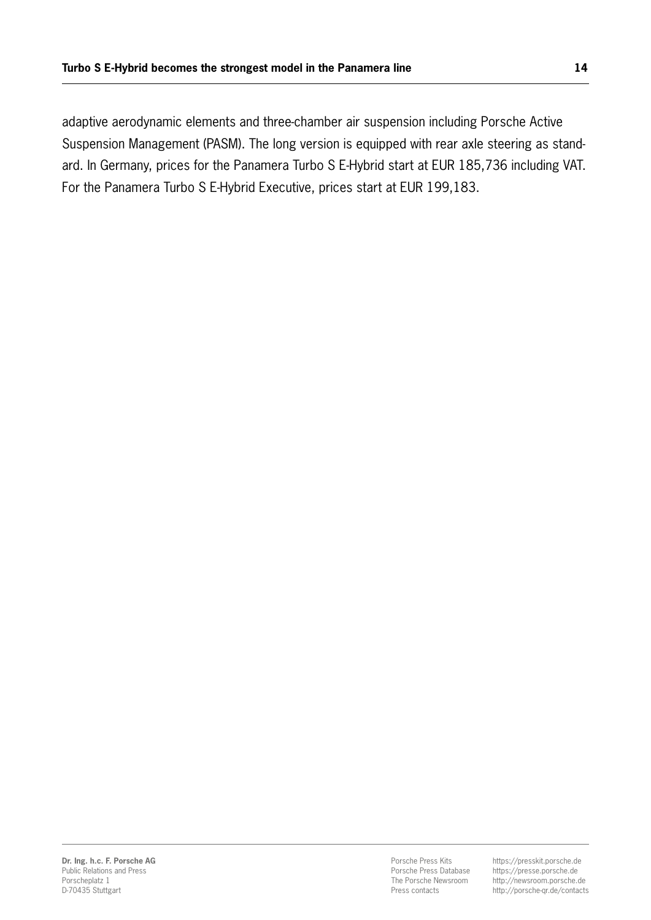adaptive aerodynamic elements and three-chamber air suspension including Porsche Active Suspension Management (PASM). The long version is equipped with rear axle steering as standard. In Germany, prices for the Panamera Turbo S E-Hybrid start at EUR 185,736 including VAT. For the Panamera Turbo S E-Hybrid Executive, prices start at EUR 199,183.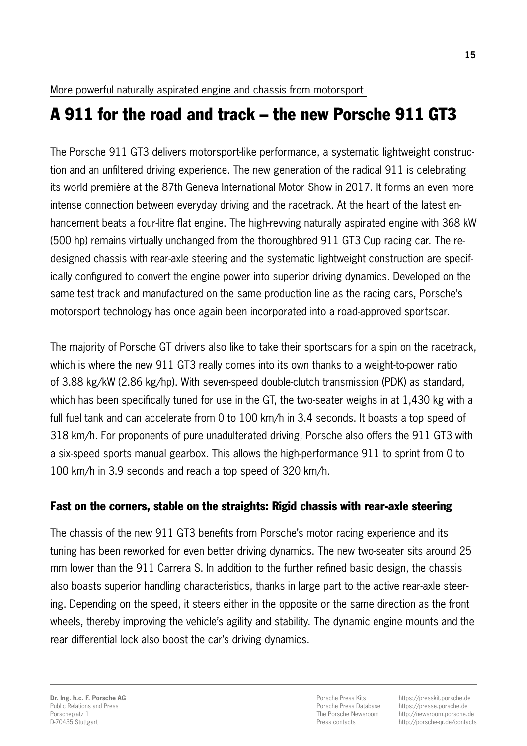More powerful naturally aspirated engine and chassis from motorsport

# A 911 for the road and track – the new Porsche 911 GT3

The Porsche 911 GT3 delivers motorsport-like performance, a systematic lightweight construction and an unfiltered driving experience. The new generation of the radical 911 is celebrating its world première at the 87th Geneva International Motor Show in 2017. It forms an even more intense connection between everyday driving and the racetrack. At the heart of the latest enhancement beats a four-litre flat engine. The high-revving naturally aspirated engine with 368 kW (500 hp) remains virtually unchanged from the thoroughbred 911 GT3 Cup racing car. The redesigned chassis with rear-axle steering and the systematic lightweight construction are specifically configured to convert the engine power into superior driving dynamics. Developed on the same test track and manufactured on the same production line as the racing cars, Porsche's motorsport technology has once again been incorporated into a road-approved sportscar.

The majority of Porsche GT drivers also like to take their sportscars for a spin on the racetrack, which is where the new 911 GT3 really comes into its own thanks to a weight-to-power ratio of 3.88 kg/kW (2.86 kg/hp). With seven-speed double-clutch transmission (PDK) as standard, which has been specifically tuned for use in the GT, the two-seater weighs in at 1,430 kg with a full fuel tank and can accelerate from 0 to 100 km/h in 3.4 seconds. It boasts a top speed of 318 km/h. For proponents of pure unadulterated driving, Porsche also offers the 911 GT3 with a six-speed sports manual gearbox. This allows the high-performance 911 to sprint from 0 to 100 km/h in 3.9 seconds and reach a top speed of 320 km/h.

## Fast on the corners, stable on the straights: Rigid chassis with rear-axle steering

The chassis of the new 911 GT3 benefits from Porsche's motor racing experience and its tuning has been reworked for even better driving dynamics. The new two-seater sits around 25 mm lower than the 911 Carrera S. In addition to the further refined basic design, the chassis also boasts superior handling characteristics, thanks in large part to the active rear-axle steering. Depending on the speed, it steers either in the opposite or the same direction as the front wheels, thereby improving the vehicle's agility and stability. The dynamic engine mounts and the rear differential lock also boost the car's driving dynamics.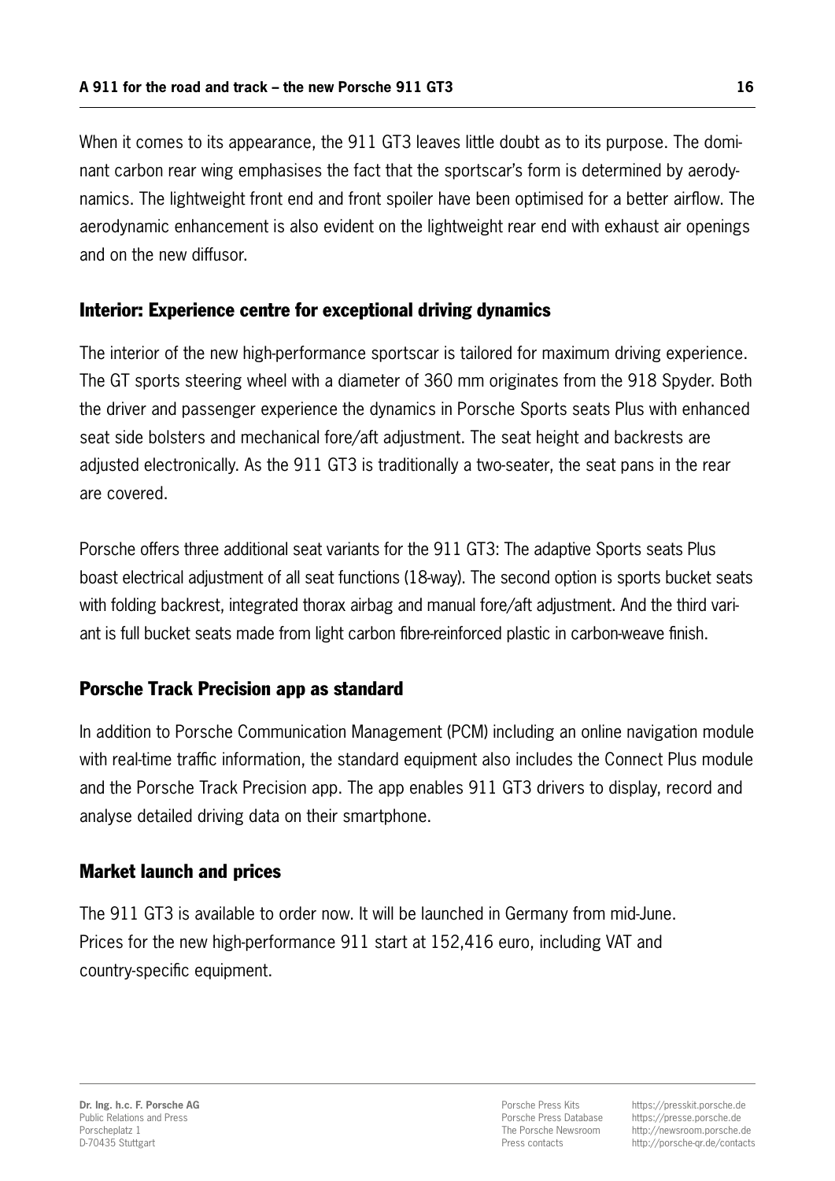When it comes to its appearance, the 911 GT3 leaves little doubt as to its purpose. The dominant carbon rear wing emphasises the fact that the sportscar's form is determined by aerodynamics. The lightweight front end and front spoiler have been optimised for a better airflow. The aerodynamic enhancement is also evident on the lightweight rear end with exhaust air openings and on the new diffusor.

## Interior: Experience centre for exceptional driving dynamics

The interior of the new high-performance sportscar is tailored for maximum driving experience. The GT sports steering wheel with a diameter of 360 mm originates from the 918 Spyder. Both the driver and passenger experience the dynamics in Porsche Sports seats Plus with enhanced seat side bolsters and mechanical fore/aft adjustment. The seat height and backrests are adjusted electronically. As the 911 GT3 is traditionally a two-seater, the seat pans in the rear are covered.

Porsche offers three additional seat variants for the 911 GT3: The adaptive Sports seats Plus boast electrical adjustment of all seat functions (18-way). The second option is sports bucket seats with folding backrest, integrated thorax airbag and manual fore/aft adjustment. And the third variant is full bucket seats made from light carbon fibre-reinforced plastic in carbon-weave finish.

## Porsche Track Precision app as standard

In addition to Porsche Communication Management (PCM) including an online navigation module with real-time traffic information, the standard equipment also includes the Connect Plus module and the Porsche Track Precision app. The app enables 911 GT3 drivers to display, record and analyse detailed driving data on their smartphone.

## Market launch and prices

The 911 GT3 is available to order now. It will be launched in Germany from mid-June.
Prices for the new high-performance 911 start at 152,416 euro, including VAT and country-specific equipment.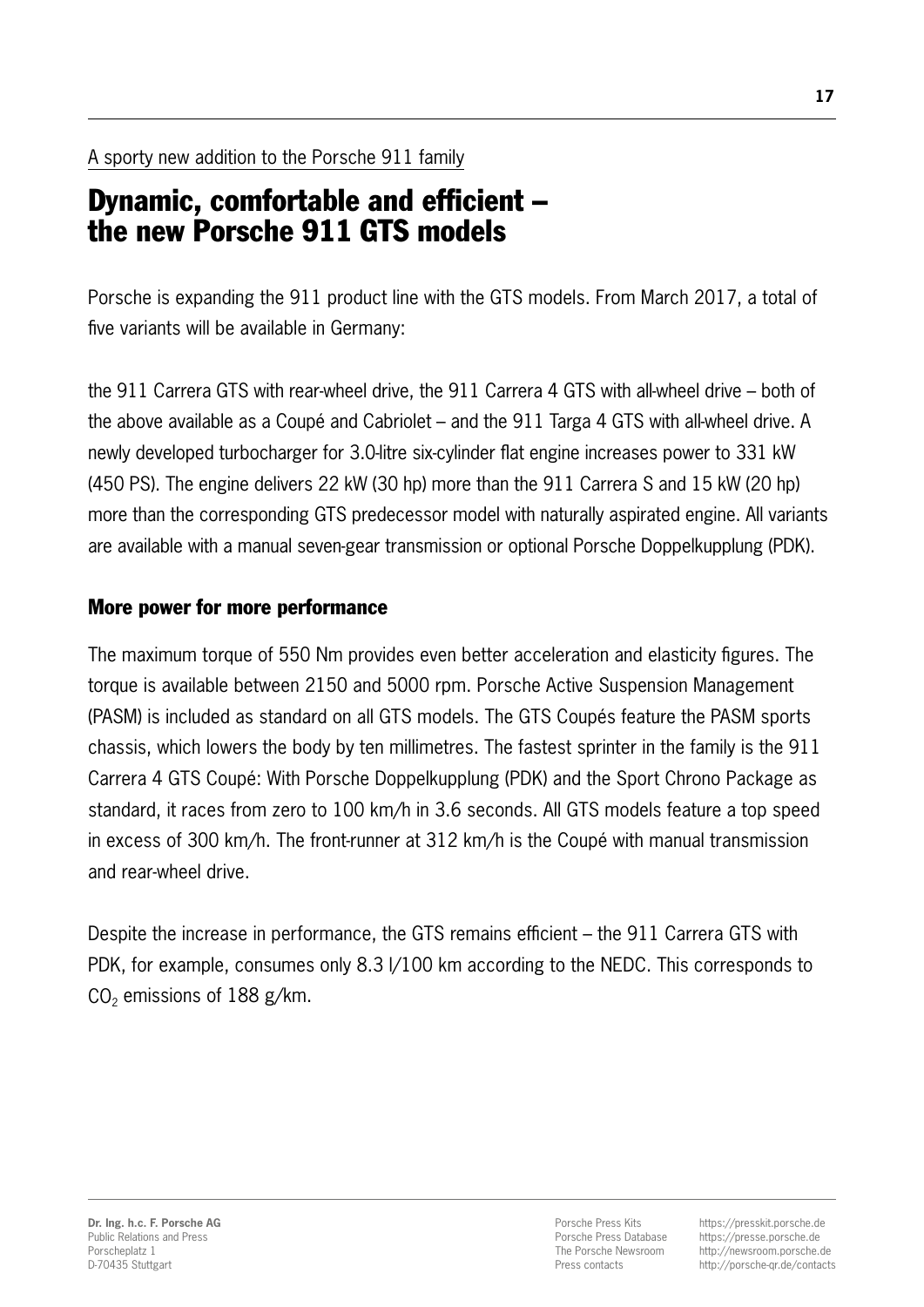A sporty new addition to the Porsche 911 family

# Dynamic, comfortable and efficient – the new Porsche 911 GTS models

Porsche is expanding the 911 product line with the GTS models. From March 2017, a total of five variants will be available in Germany:

the 911 Carrera GTS with rear-wheel drive, the 911 Carrera 4 GTS with all-wheel drive – both of the above available as a Coupé and Cabriolet – and the 911 Targa 4 GTS with all-wheel drive. A newly developed turbocharger for 3.0-litre six-cylinder flat engine increases power to 331 kW (450 PS). The engine delivers 22 kW (30 hp) more than the 911 Carrera S and 15 kW (20 hp) more than the corresponding GTS predecessor model with naturally aspirated engine. All variants are available with a manual seven-gear transmission or optional Porsche Doppelkupplung (PDK).

## More power for more performance

The maximum torque of 550 Nm provides even better acceleration and elasticity figures. The torque is available between 2150 and 5000 rpm. Porsche Active Suspension Management (PASM) is included as standard on all GTS models. The GTS Coupés feature the PASM sports chassis, which lowers the body by ten millimetres. The fastest sprinter in the family is the 911 Carrera 4 GTS Coupé: With Porsche Doppelkupplung (PDK) and the Sport Chrono Package as standard, it races from zero to 100 km/h in 3.6 seconds. All GTS models feature a top speed in excess of 300 km/h. The front-runner at 312 km/h is the Coupé with manual transmission and rear-wheel drive.

Despite the increase in performance, the GTS remains efficient – the 911 Carrera GTS with PDK, for example, consumes only 8.3 l/100 km according to the NEDC. This corresponds to $CO_2$ emissions of 188 g/km.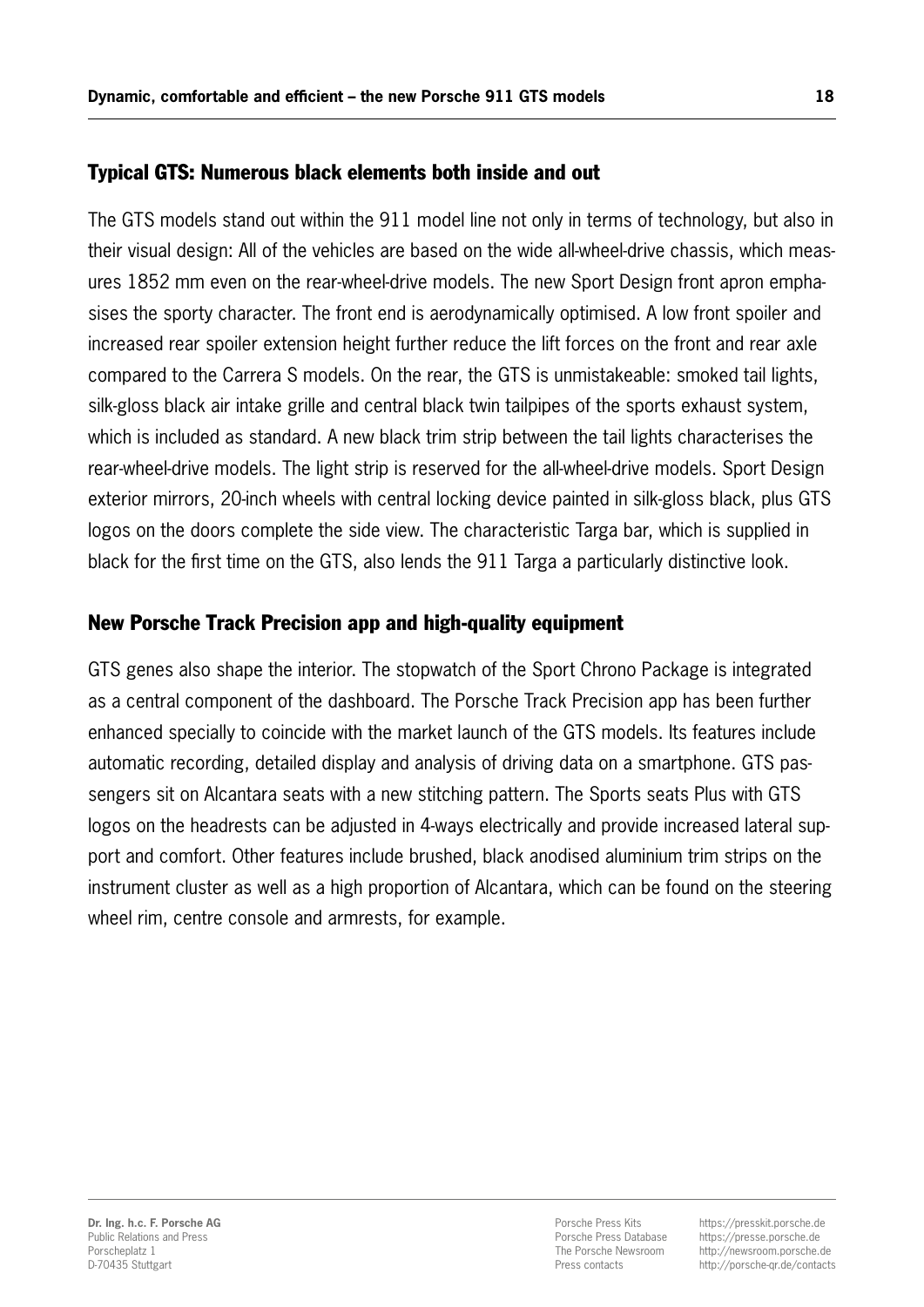## Typical GTS: Numerous black elements both inside and out

The GTS models stand out within the 911 model line not only in terms of technology, but also in their visual design: All of the vehicles are based on the wide all-wheel-drive chassis, which measures 1852 mm even on the rear-wheel-drive models. The new Sport Design front apron emphasises the sporty character. The front end is aerodynamically optimised. A low front spoiler and increased rear spoiler extension height further reduce the lift forces on the front and rear axle compared to the Carrera S models. On the rear, the GTS is unmistakeable: smoked tail lights, silk-gloss black air intake grille and central black twin tailpipes of the sports exhaust system, which is included as standard. A new black trim strip between the tail lights characterises the rear-wheel-drive models. The light strip is reserved for the all-wheel-drive models. Sport Design exterior mirrors, 20-inch wheels with central locking device painted in silk-gloss black, plus GTS logos on the doors complete the side view. The characteristic Targa bar, which is supplied in black for the first time on the GTS, also lends the 911 Targa a particularly distinctive look.

## New Porsche Track Precision app and high-quality equipment

GTS genes also shape the interior. The stopwatch of the Sport Chrono Package is integrated as a central component of the dashboard. The Porsche Track Precision app has been further enhanced specially to coincide with the market launch of the GTS models. Its features include automatic recording, detailed display and analysis of driving data on a smartphone. GTS passengers sit on Alcantara seats with a new stitching pattern. The Sports seats Plus with GTS logos on the headrests can be adjusted in 4-ways electrically and provide increased lateral support and comfort. Other features include brushed, black anodised aluminium trim strips on the instrument cluster as well as a high proportion of Alcantara, which can be found on the steering wheel rim, centre console and armrests, for example.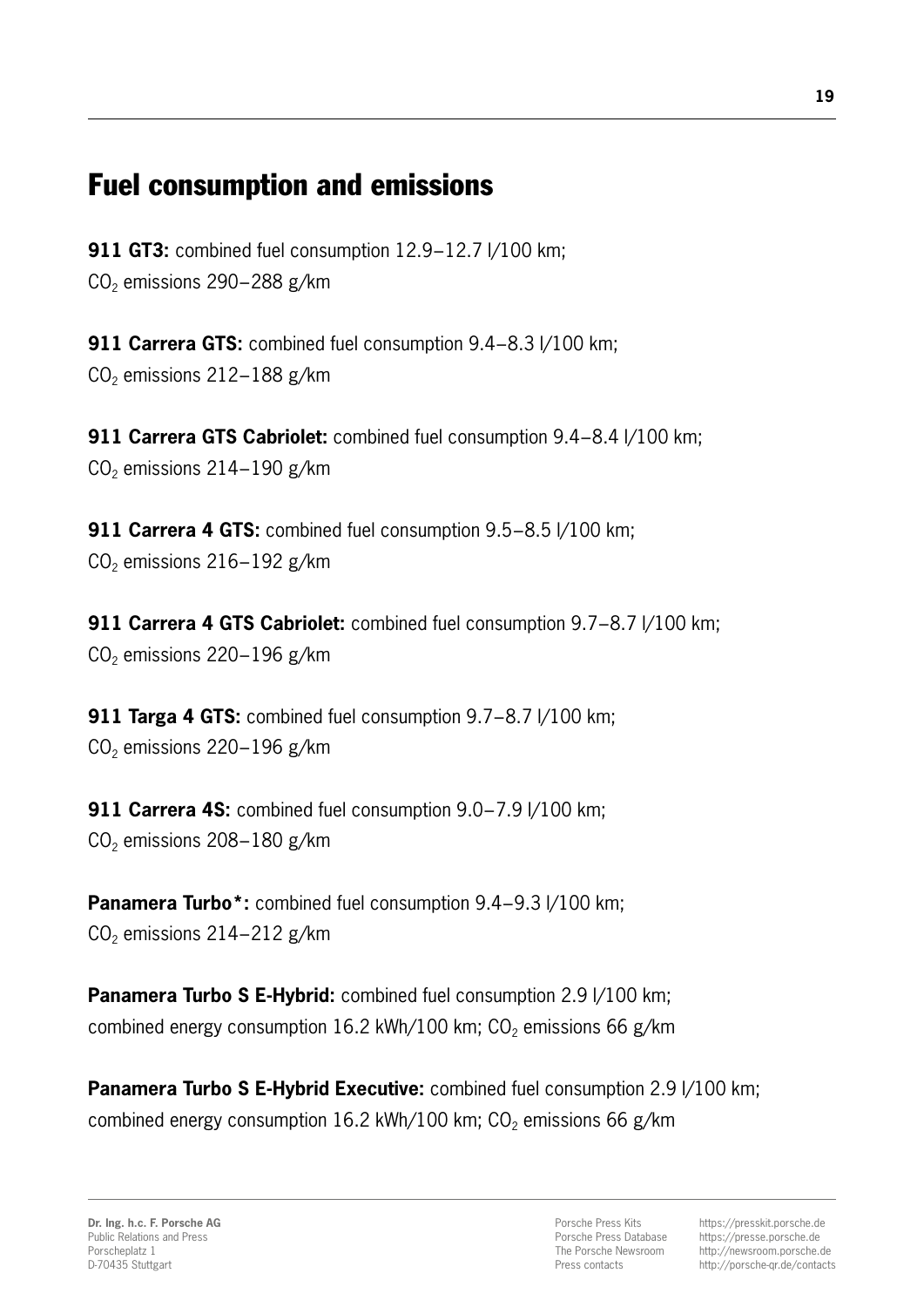# Fuel consumption and emissions

**911 GT3:** combined fuel consumption 12.9–12.7 l/100 km;
$CO_2$ emissions 290–288 g/km

**911 Carrera GTS:** combined fuel consumption 9.4–8.3 l/100 km;
$CO_2$ emissions 212–188 g/km

**911 Carrera GTS Cabriolet:** combined fuel consumption 9.4–8.4 l/100 km;
$CO_2$ emissions 214–190 g/km

**911 Carrera 4 GTS:** combined fuel consumption 9.5–8.5 l/100 km;
$CO_2$ emissions 216–192 g/km

**911 Carrera 4 GTS Cabriolet:** combined fuel consumption 9.7–8.7 l/100 km;
$CO_2$ emissions 220–196 g/km

**911 Targa 4 GTS:** combined fuel consumption 9.7–8.7 l/100 km;
$CO_2$ emissions 220–196 g/km

**911 Carrera 4S:** combined fuel consumption 9.0–7.9 l/100 km;
$CO_2$ emissions 208–180 g/km

**Panamera Turbo*:** combined fuel consumption 9.4–9.3 l/100 km;
$CO_2$ emissions 214–212 g/km

**Panamera Turbo S E-Hybrid:** combined fuel consumption 2.9 l/100 km;
combined energy consumption 16.2 kWh/100 km; $CO_2$ emissions 66 g/km

**Panamera Turbo S E-Hybrid Executive:** combined fuel consumption 2.9 l/100 km;
combined energy consumption 16.2 kWh/100 km; $CO_2$ emissions 66 g/km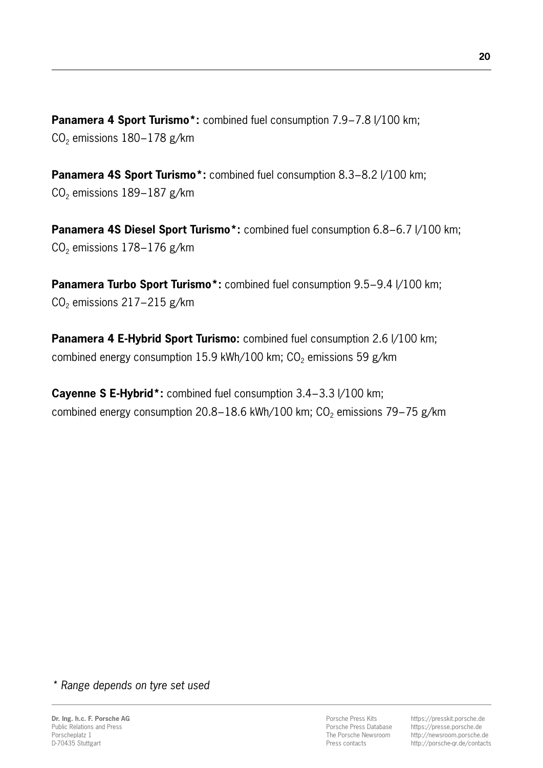**Panamera 4 Sport Turismo*:** combined fuel consumption 7.9–7.8 l/100 km; $CO_2$ emissions 180–178 g/km

**Panamera 4S Sport Turismo*:** combined fuel consumption 8.3–8.2 l/100 km; $CO_2$ emissions 189–187 g/km

**Panamera 4S Diesel Sport Turismo*:** combined fuel consumption 6.8–6.7 l/100 km; $CO_2$ emissions 178–176 g/km

**Panamera Turbo Sport Turismo*:** combined fuel consumption 9.5–9.4 l/100 km; $CO_2$ emissions 217–215 g/km

**Panamera 4 E-Hybrid Sport Turismo:** combined fuel consumption 2.6 l/100 km; combined energy consumption 15.9 kWh/100 km; $CO_2$ emissions 59 g/km

**Cayenne S E-Hybrid*:** combined fuel consumption 3.4–3.3 l/100 km; combined energy consumption 20.8–18.6 kWh/100 km; $CO_2$ emissions 79–75 g/km

*\* Range depends on tyre set used*